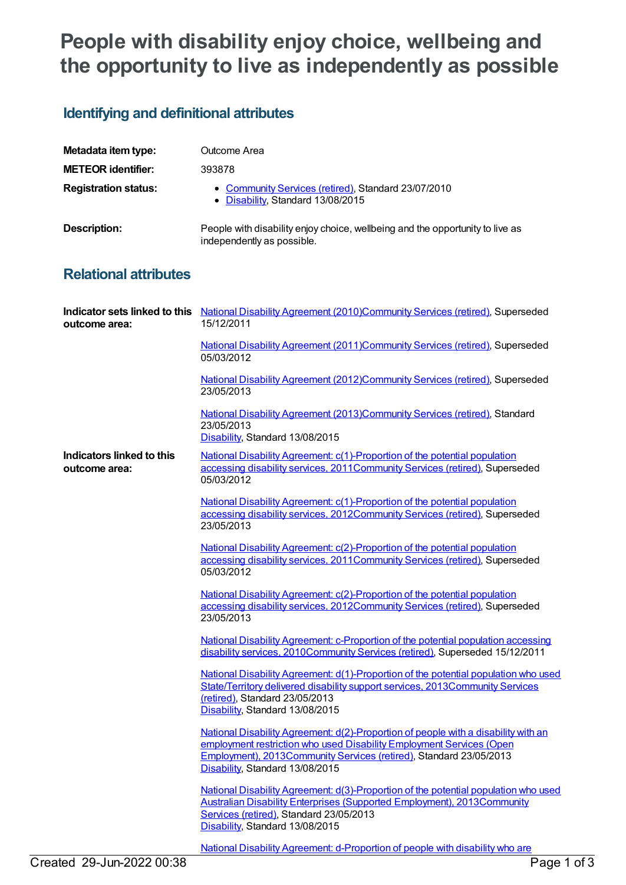# People with disability enjoy choice, wellbeing and the opportunity to live as independently as possible

## Identifying and definitional attributes

| | |
|---|---|
| **Metadata item type:** | Outcome Area |
| **METEOR identifier:** | 393878 |
| **Registration status:** | • Community Services (retired), Standard 23/07/2010<br>• Disability, Standard 13/08/2015 |
| **Description:** | People with disability enjoy choice, wellbeing and the opportunity to live as independently as possible. |

## Relational attributes

| | |
|---|---|
| **Indicator sets linked to this outcome area:** | National Disability Agreement (2010)Community Services (retired), Superseded 15/12/2011<br><br>National Disability Agreement (2011)Community Services (retired), Superseded 05/03/2012<br><br>National Disability Agreement (2012)Community Services (retired), Superseded 23/05/2013<br><br>National Disability Agreement (2013)Community Services (retired), Standard 23/05/2013<br>Disability, Standard 13/08/2015 |
| **Indicators linked to this outcome area:** | National Disability Agreement: c(1)-Proportion of the potential population accessing disability services, 2011Community Services (retired), Superseded 05/03/2012<br><br>National Disability Agreement: c(1)-Proportion of the potential population accessing disability services, 2012Community Services (retired), Superseded 23/05/2013<br><br>National Disability Agreement: c(2)-Proportion of the potential population accessing disability services, 2011Community Services (retired), Superseded 05/03/2012<br><br>National Disability Agreement: c(2)-Proportion of the potential population accessing disability services, 2012Community Services (retired), Superseded 23/05/2013<br><br>National Disability Agreement: c-Proportion of the potential population accessing disability services, 2010Community Services (retired), Superseded 15/12/2011<br><br>National Disability Agreement: d(1)-Proportion of the potential population who used State/Territory delivered disability support services, 2013Community Services (retired), Standard 23/05/2013<br>Disability, Standard 13/08/2015<br><br>National Disability Agreement: d(2)-Proportion of people with a disability with an employment restriction who used Disability Employment Services (Open Employment), 2013Community Services (retired), Standard 23/05/2013<br>Disability, Standard 13/08/2015<br><br>National Disability Agreement: d(3)-Proportion of the potential population who used Australian Disability Enterprises (Supported Employment), 2013Community Services (retired), Standard 23/05/2013<br>Disability, Standard 13/08/2015<br><br>National Disability Agreement: d-Proportion of people with disability who are |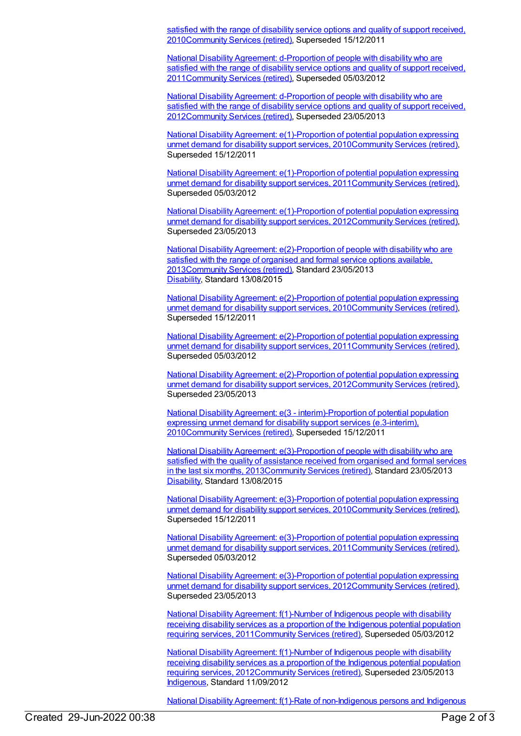satisfied with the range of disability service options and quality of support received, 2010Community Services (retired), Superseded 15/12/2011

National Disability Agreement: d-Proportion of people with disability who are satisfied with the range of disability service options and quality of support received, 2011Community Services (retired), Superseded 05/03/2012

National Disability Agreement: d-Proportion of people with disability who are satisfied with the range of disability service options and quality of support received, 2012Community Services (retired), Superseded 23/05/2013

National Disability Agreement: e(1)-Proportion of potential population expressing unmet demand for disability support services, 2010Community Services (retired), Superseded 15/12/2011

National Disability Agreement: e(1)-Proportion of potential population expressing unmet demand for disability support services, 2011Community Services (retired), Superseded 05/03/2012

National Disability Agreement: e(1)-Proportion of potential population expressing unmet demand for disability support services, 2012Community Services (retired), Superseded 23/05/2013

National Disability Agreement: e(2)-Proportion of people with disability who are satisfied with the range of organised and formal service options available, 2013Community Services (retired), Standard 23/05/2013
Disability, Standard 13/08/2015

National Disability Agreement: e(2)-Proportion of potential population expressing unmet demand for disability support services, 2010Community Services (retired), Superseded 15/12/2011

National Disability Agreement: e(2)-Proportion of potential population expressing unmet demand for disability support services, 2011Community Services (retired), Superseded 05/03/2012

National Disability Agreement: e(2)-Proportion of potential population expressing unmet demand for disability support services, 2012Community Services (retired), Superseded 23/05/2013

National Disability Agreement: e(3 - interim)-Proportion of potential population expressing unmet demand for disability support services (e.3-interim), 2010Community Services (retired), Superseded 15/12/2011

National Disability Agreement: e(3)-Proportion of people with disability who are satisfied with the quality of assistance received from organised and formal services in the last six months, 2013Community Services (retired), Standard 23/05/2013
Disability, Standard 13/08/2015

National Disability Agreement: e(3)-Proportion of potential population expressing unmet demand for disability support services, 2010Community Services (retired), Superseded 15/12/2011

National Disability Agreement: e(3)-Proportion of potential population expressing unmet demand for disability support services, 2011Community Services (retired), Superseded 05/03/2012

National Disability Agreement: e(3)-Proportion of potential population expressing unmet demand for disability support services, 2012Community Services (retired), Superseded 23/05/2013

National Disability Agreement: f(1)-Number of Indigenous people with disability receiving disability services as a proportion of the Indigenous potential population requiring services, 2011Community Services (retired), Superseded 05/03/2012

National Disability Agreement: f(1)-Number of Indigenous people with disability receiving disability services as a proportion of the Indigenous potential population requiring services, 2012Community Services (retired), Superseded 23/05/2013
Indigenous, Standard 11/09/2012

National Disability Agreement: f(1)-Rate of non-Indigenous persons and Indigenous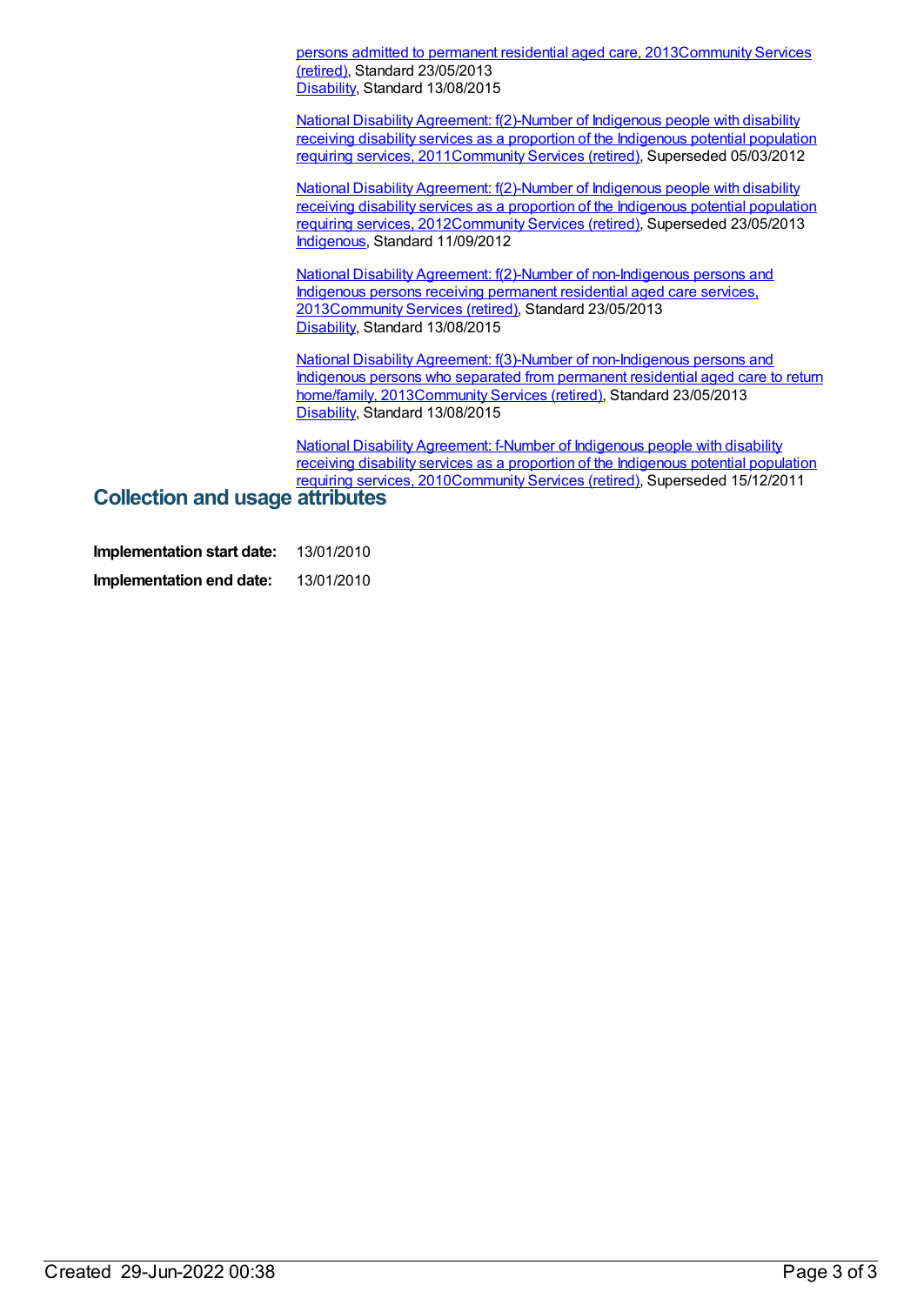persons admitted to permanent residential aged care, 2013Community Services (retired), Standard 23/05/2013
Disability, Standard 13/08/2015

National Disability Agreement: f(2)-Number of Indigenous people with disability receiving disability services as a proportion of the Indigenous potential population requiring services, 2011Community Services (retired), Superseded 05/03/2012

National Disability Agreement: f(2)-Number of Indigenous people with disability receiving disability services as a proportion of the Indigenous potential population requiring services, 2012Community Services (retired), Superseded 23/05/2013
Indigenous, Standard 11/09/2012

National Disability Agreement: f(2)-Number of non-Indigenous persons and Indigenous persons receiving permanent residential aged care services, 2013Community Services (retired), Standard 23/05/2013
Disability, Standard 13/08/2015

National Disability Agreement: f(3)-Number of non-Indigenous persons and Indigenous persons who separated from permanent residential aged care to return home/family, 2013Community Services (retired), Standard 23/05/2013
Disability, Standard 13/08/2015

National Disability Agreement: f-Number of Indigenous people with disability receiving disability services as a proportion of the Indigenous potential population requiring services, 2010Community Services (retired), Superseded 15/12/2011

## Collection and usage attributes

**Implementation start date:** 13/01/2010

**Implementation end date:** 13/01/2010